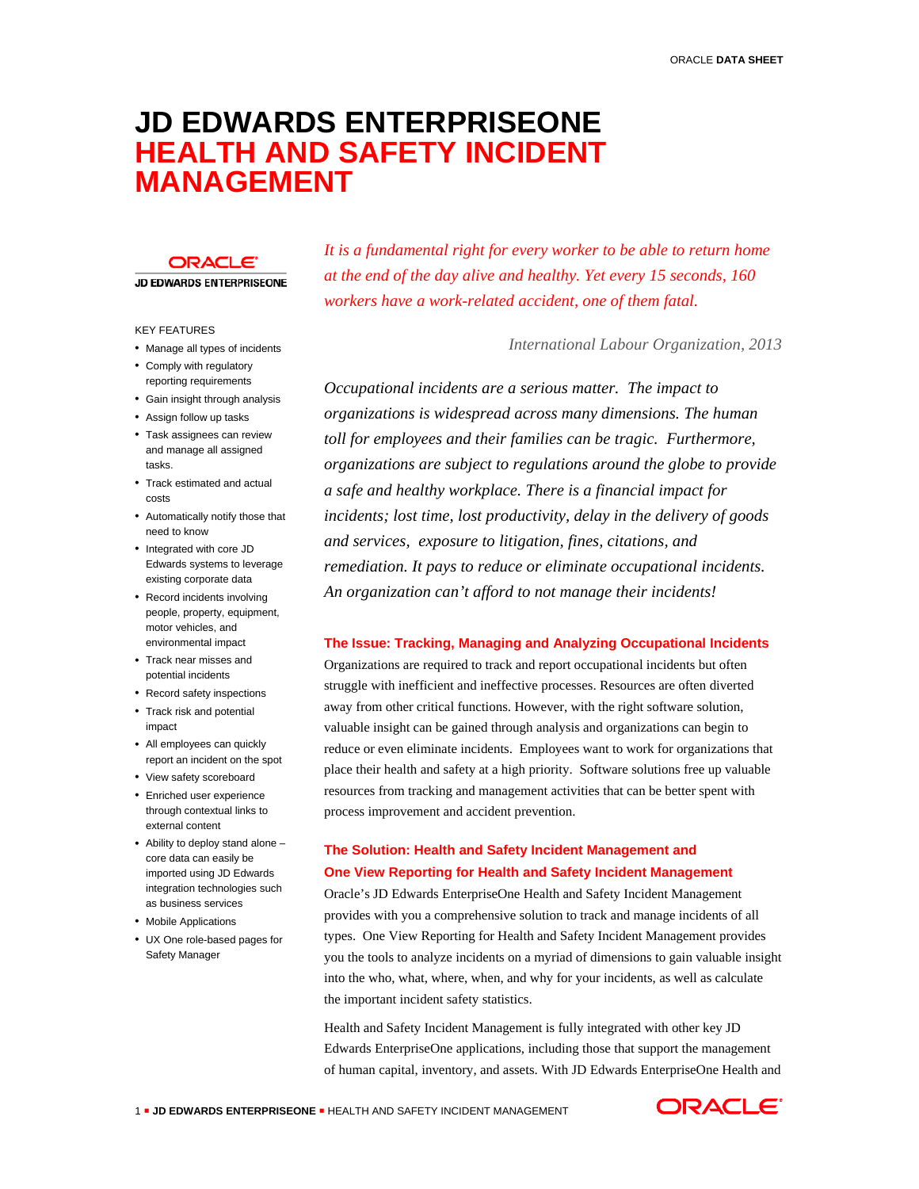# JD EDWARDS ENTERPRISEONE HEALTH AND SAFETY INCIDENT MANAGEMENT

*It is a fundamental right for every worker to be able to return home at the end of the day alive and healthy. Yet every 15 seconds, 160 workers have a work-related accident, one of them fatal.*

*International Labour Organization, 2013*

*Occupational incidents are a serious matter. The impact to organizations is widespread across many dimensions. The human toll for employees and their families can be tragic. Furthermore, organizations are subject to regulations around the globe to provide a safe and healthy workplace. There is a financial impact for incidents; lost time, lost productivity, delay in the delivery of goods and services, exposure to litigation, fines, citations, and remediation. It pays to reduce or eliminate occupational incidents. An organization can't afford to not manage their incidents!*

KEY FEATURES

- Manage all types of incidents
- Comply with regulatory reporting requirements
- Gain insight through analysis
- Assign follow up tasks
- Task assignees can review and manage all assigned tasks.
- Track estimated and actual costs
- Automatically notify those that need to know
- Integrated with core JD Edwards systems to leverage existing corporate data
- Record incidents involving people, property, equipment, motor vehicles, and environmental impact
- Track near misses and potential incidents
- Record safety inspections
- Track risk and potential impact
- All employees can quickly report an incident on the spot
- View safety scoreboard
- Enriched user experience through contextual links to external content
- Ability to deploy stand alone – core data can easily be imported using JD Edwards integration technologies such as business services
- Mobile Applications
- UX One role-based pages for Safety Manager

## The Issue: Tracking, Managing and Analyzing Occupational Incidents

Organizations are required to track and report occupational incidents but often struggle with inefficient and ineffective processes. Resources are often diverted away from other critical functions. However, with the right software solution, valuable insight can be gained through analysis and organizations can begin to reduce or even eliminate incidents. Employees want to work for organizations that place their health and safety at a high priority. Software solutions free up valuable resources from tracking and management activities that can be better spent with process improvement and accident prevention.

## The Solution: Health and Safety Incident Management and One View Reporting for Health and Safety Incident Management

Oracle's JD Edwards EnterpriseOne Health and Safety Incident Management provides with you a comprehensive solution to track and manage incidents of all types. One View Reporting for Health and Safety Incident Management provides you the tools to analyze incidents on a myriad of dimensions to gain valuable insight into the who, what, where, when, and why for your incidents, as well as calculate the important incident safety statistics.

Health and Safety Incident Management is fully integrated with other key JD Edwards EnterpriseOne applications, including those that support the management of human capital, inventory, and assets. With JD Edwards EnterpriseOne Health and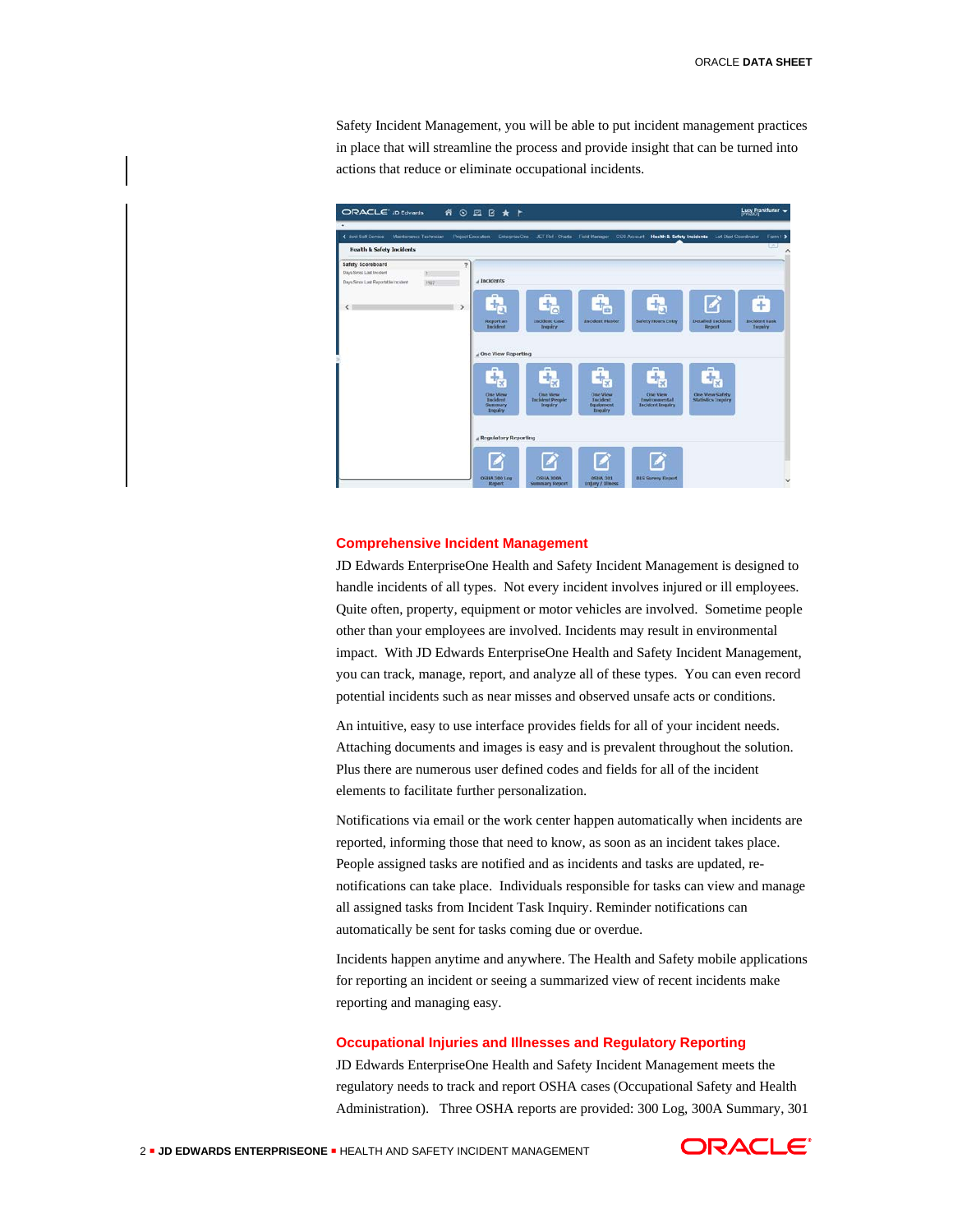Safety Incident Management, you will be able to put incident management practices in place that will streamline the process and provide insight that can be turned into actions that reduce or eliminate occupational incidents.

## Comprehensive Incident Management

JD Edwards EnterpriseOne Health and Safety Incident Management is designed to handle incidents of all types. Not every incident involves injured or ill employees. Quite often, property, equipment or motor vehicles are involved. Sometime people other than your employees are involved. Incidents may result in environmental impact. With JD Edwards EnterpriseOne Health and Safety Incident Management, you can track, manage, report, and analyze all of these types. You can even record potential incidents such as near misses and observed unsafe acts or conditions.

An intuitive, easy to use interface provides fields for all of your incident needs. Attaching documents and images is easy and is prevalent throughout the solution. Plus there are numerous user defined codes and fields for all of the incident elements to facilitate further personalization.

Notifications via email or the work center happen automatically when incidents are reported, informing those that need to know, as soon as an incident takes place. People assigned tasks are notified and as incidents and tasks are updated, re-notifications can take place. Individuals responsible for tasks can view and manage all assigned tasks from Incident Task Inquiry. Reminder notifications can automatically be sent for tasks coming due or overdue.

Incidents happen anytime and anywhere. The Health and Safety mobile applications for reporting an incident or seeing a summarized view of recent incidents make reporting and managing easy.

## Occupational Injuries and Illnesses and Regulatory Reporting

JD Edwards EnterpriseOne Health and Safety Incident Management meets the regulatory needs to track and report OSHA cases (Occupational Safety and Health Administration). Three OSHA reports are provided: 300 Log, 300A Summary, 301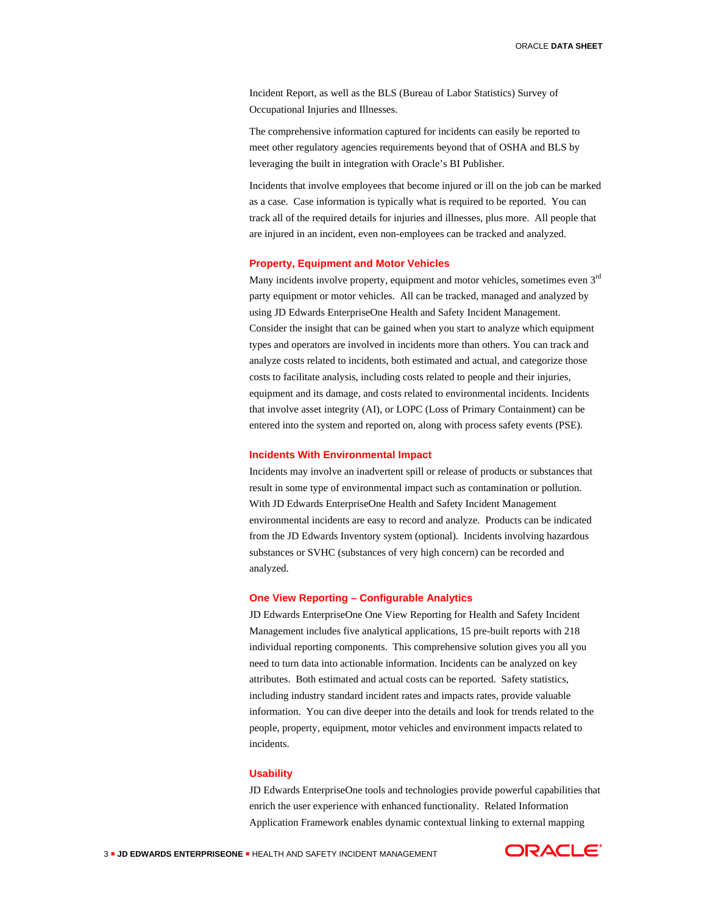Incident Report, as well as the BLS (Bureau of Labor Statistics) Survey of Occupational Injuries and Illnesses.

The comprehensive information captured for incidents can easily be reported to meet other regulatory agencies requirements beyond that of OSHA and BLS by leveraging the built in integration with Oracle's BI Publisher.

Incidents that involve employees that become injured or ill on the job can be marked as a case. Case information is typically what is required to be reported. You can track all of the required details for injuries and illnesses, plus more. All people that are injured in an incident, even non-employees can be tracked and analyzed.

### Property, Equipment and Motor Vehicles

Many incidents involve property, equipment and motor vehicles, sometimes even 3rd party equipment or motor vehicles. All can be tracked, managed and analyzed by using JD Edwards EnterpriseOne Health and Safety Incident Management. Consider the insight that can be gained when you start to analyze which equipment types and operators are involved in incidents more than others. You can track and analyze costs related to incidents, both estimated and actual, and categorize those costs to facilitate analysis, including costs related to people and their injuries, equipment and its damage, and costs related to environmental incidents. Incidents that involve asset integrity (AI), or LOPC (Loss of Primary Containment) can be entered into the system and reported on, along with process safety events (PSE).

### Incidents With Environmental Impact

Incidents may involve an inadvertent spill or release of products or substances that result in some type of environmental impact such as contamination or pollution. With JD Edwards EnterpriseOne Health and Safety Incident Management environmental incidents are easy to record and analyze. Products can be indicated from the JD Edwards Inventory system (optional). Incidents involving hazardous substances or SVHC (substances of very high concern) can be recorded and analyzed.

### One View Reporting – Configurable Analytics

JD Edwards EnterpriseOne One View Reporting for Health and Safety Incident Management includes five analytical applications, 15 pre-built reports with 218 individual reporting components. This comprehensive solution gives you all you need to turn data into actionable information. Incidents can be analyzed on key attributes. Both estimated and actual costs can be reported. Safety statistics, including industry standard incident rates and impacts rates, provide valuable information. You can dive deeper into the details and look for trends related to the people, property, equipment, motor vehicles and environment impacts related to incidents.

### Usability

JD Edwards EnterpriseOne tools and technologies provide powerful capabilities that enrich the user experience with enhanced functionality. Related Information Application Framework enables dynamic contextual linking to external mapping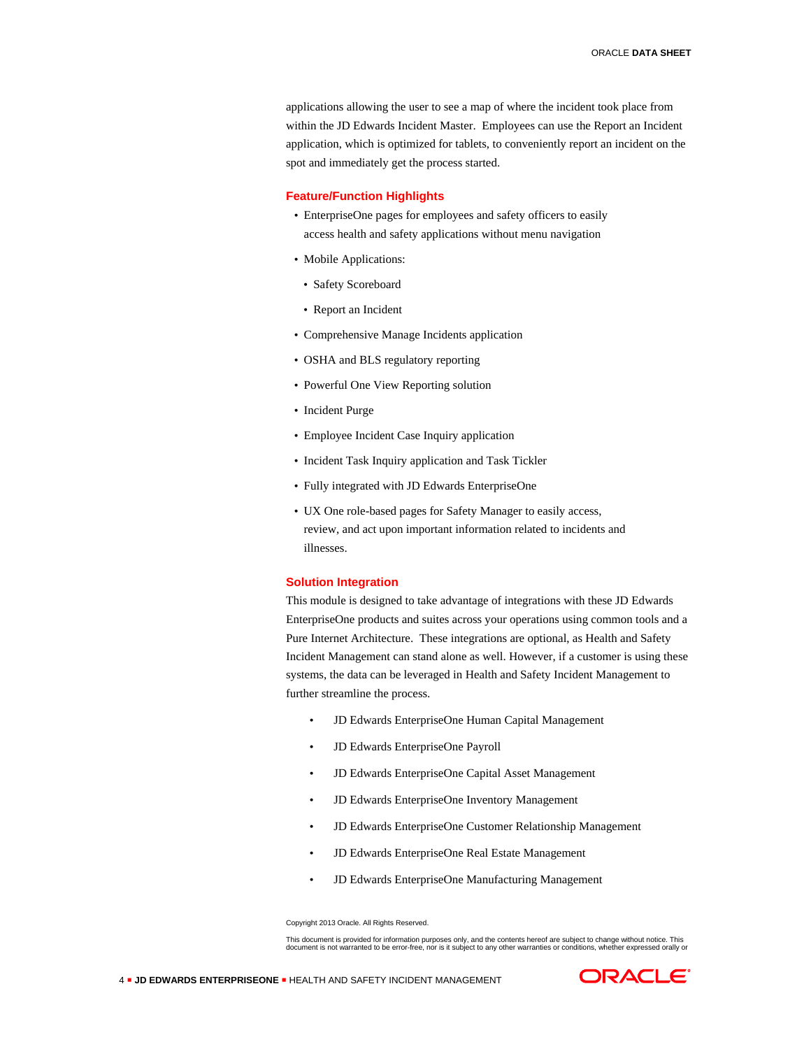applications allowing the user to see a map of where the incident took place from within the JD Edwards Incident Master. Employees can use the Report an Incident application, which is optimized for tablets, to conveniently report an incident on the spot and immediately get the process started.

## Feature/Function Highlights

- EnterpriseOne pages for employees and safety officers to easily access health and safety applications without menu navigation
- Mobile Applications:
  - Safety Scoreboard
  - Report an Incident
- Comprehensive Manage Incidents application
- OSHA and BLS regulatory reporting
- Powerful One View Reporting solution
- Incident Purge
- Employee Incident Case Inquiry application
- Incident Task Inquiry application and Task Tickler
- Fully integrated with JD Edwards EnterpriseOne
- UX One role-based pages for Safety Manager to easily access, review, and act upon important information related to incidents and illnesses.

## Solution Integration

This module is designed to take advantage of integrations with these JD Edwards EnterpriseOne products and suites across your operations using common tools and a Pure Internet Architecture. These integrations are optional, as Health and Safety Incident Management can stand alone as well. However, if a customer is using these systems, the data can be leveraged in Health and Safety Incident Management to further streamline the process.

- JD Edwards EnterpriseOne Human Capital Management
- JD Edwards EnterpriseOne Payroll
- JD Edwards EnterpriseOne Capital Asset Management
- JD Edwards EnterpriseOne Inventory Management
- JD Edwards EnterpriseOne Customer Relationship Management
- JD Edwards EnterpriseOne Real Estate Management
- JD Edwards EnterpriseOne Manufacturing Management

Copyright 2013 Oracle. All Rights Reserved.

This document is provided for information purposes only, and the contents hereof are subject to change without notice. This document is not warranted to be error-free, nor is it subject to any other warranties or conditions, whether expressed orally or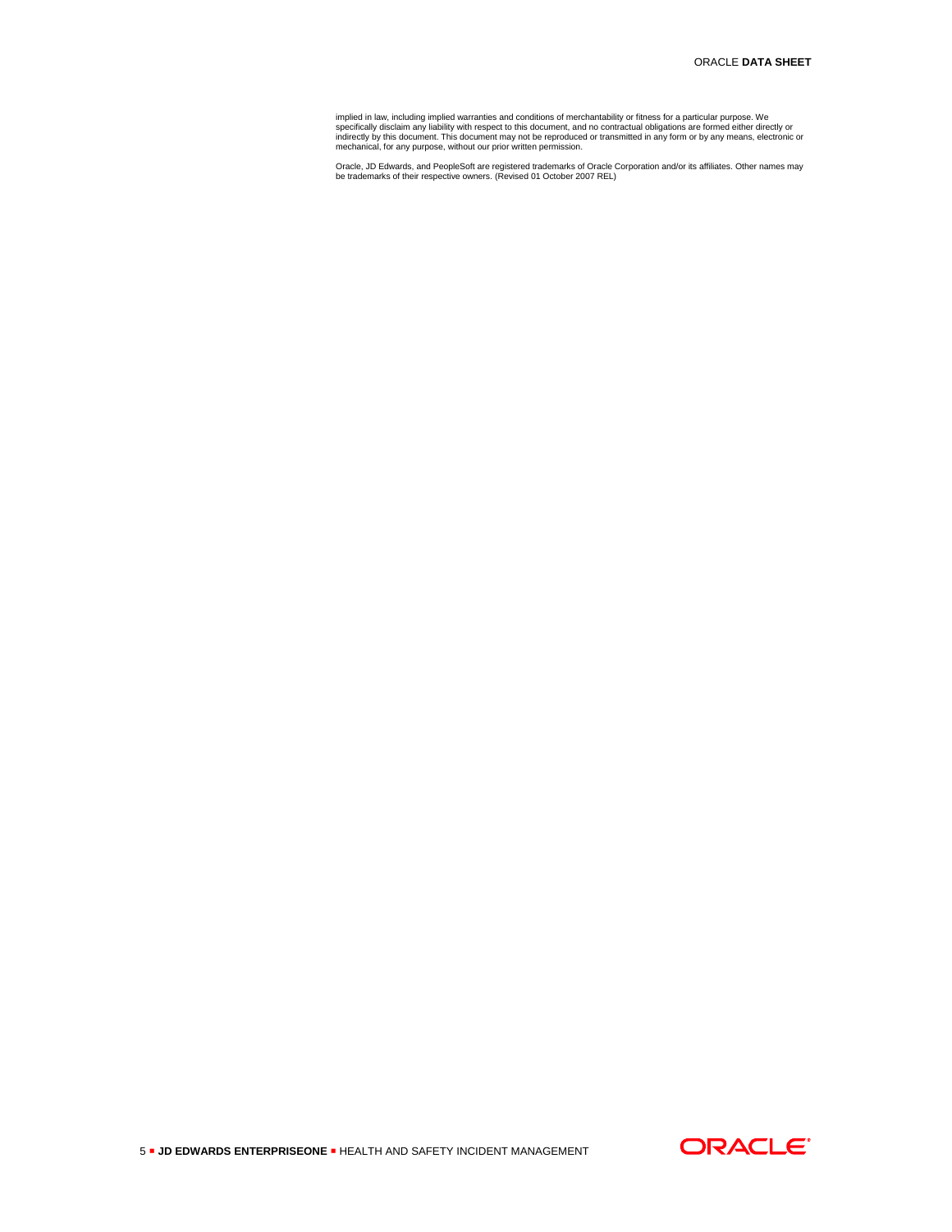implied in law, including implied warranties and conditions of merchantability or fitness for a particular purpose. We specifically disclaim any liability with respect to this document, and no contractual obligations are formed either directly or indirectly by this document. This document may not be reproduced or transmitted in any form or by any means, electronic or mechanical, for any purpose, without our prior written permission.

Oracle, JD Edwards, and PeopleSoft are registered trademarks of Oracle Corporation and/or its affiliates. Other names may be trademarks of their respective owners. (Revised 01 October 2007 REL)